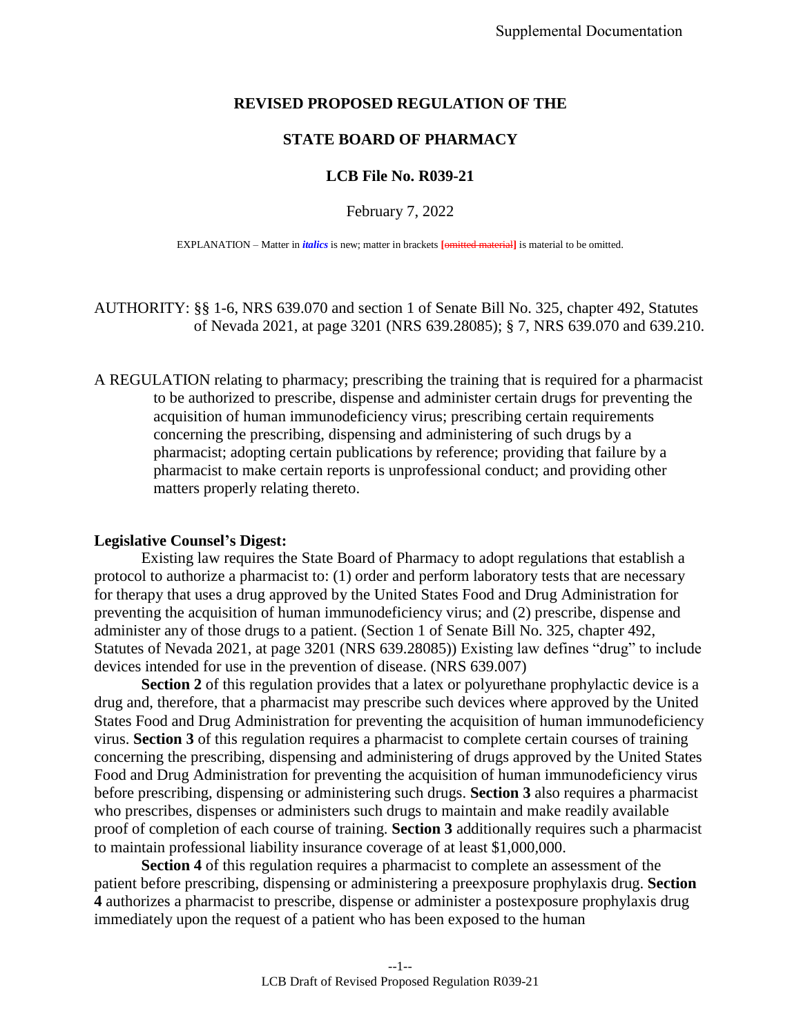Supplemental Documentation

**REVISED PROPOSED REGULATION OF THE**

**STATE BOARD OF PHARMACY**

**LCB File No. R039-21**

February 7, 2022

EXPLANATION – Matter in *italics* is new; matter in brackets [~~omitted material~~] is material to be omitted.

AUTHORITY: §§ 1-6, NRS 639.070 and section 1 of Senate Bill No. 325, chapter 492, Statutes of Nevada 2021, at page 3201 (NRS 639.28085); § 7, NRS 639.070 and 639.210.

A REGULATION relating to pharmacy; prescribing the training that is required for a pharmacist to be authorized to prescribe, dispense and administer certain drugs for preventing the acquisition of human immunodeficiency virus; prescribing certain requirements concerning the prescribing, dispensing and administering of such drugs by a pharmacist; adopting certain publications by reference; providing that failure by a pharmacist to make certain reports is unprofessional conduct; and providing other matters properly relating thereto.

**Legislative Counsel's Digest:**

Existing law requires the State Board of Pharmacy to adopt regulations that establish a protocol to authorize a pharmacist to: (1) order and perform laboratory tests that are necessary for therapy that uses a drug approved by the United States Food and Drug Administration for preventing the acquisition of human immunodeficiency virus; and (2) prescribe, dispense and administer any of those drugs to a patient. (Section 1 of Senate Bill No. 325, chapter 492, Statutes of Nevada 2021, at page 3201 (NRS 639.28085)) Existing law defines "drug" to include devices intended for use in the prevention of disease. (NRS 639.007)

**Section 2** of this regulation provides that a latex or polyurethane prophylactic device is a drug and, therefore, that a pharmacist may prescribe such devices where approved by the United States Food and Drug Administration for preventing the acquisition of human immunodeficiency virus. **Section 3** of this regulation requires a pharmacist to complete certain courses of training concerning the prescribing, dispensing and administering of drugs approved by the United States Food and Drug Administration for preventing the acquisition of human immunodeficiency virus before prescribing, dispensing or administering such drugs. **Section 3** also requires a pharmacist who prescribes, dispenses or administers such drugs to maintain and make readily available proof of completion of each course of training. **Section 3** additionally requires such a pharmacist to maintain professional liability insurance coverage of at least $1,000,000.

**Section 4** of this regulation requires a pharmacist to complete an assessment of the patient before prescribing, dispensing or administering a preexposure prophylaxis drug. **Section 4** authorizes a pharmacist to prescribe, dispense or administer a postexposure prophylaxis drug immediately upon the request of a patient who has been exposed to the human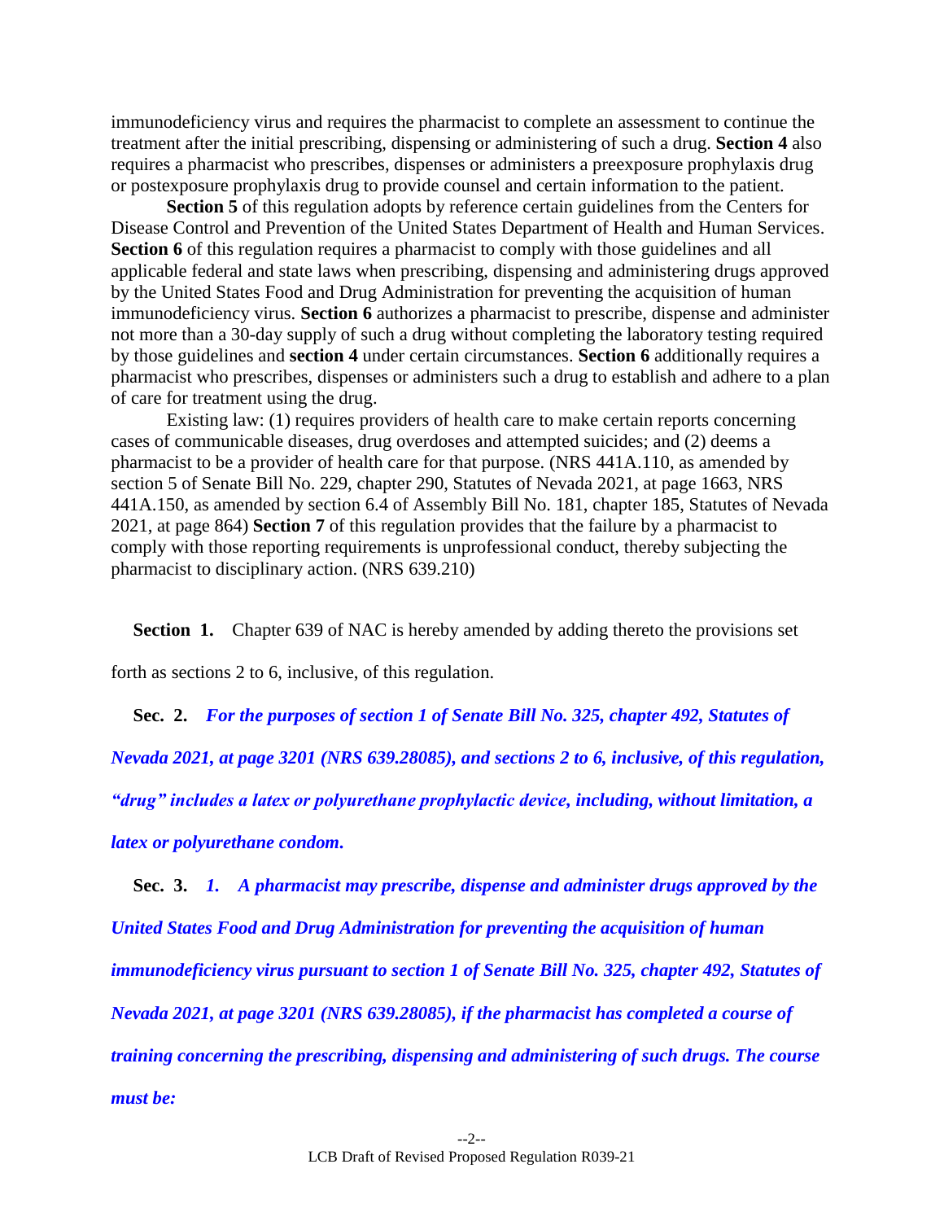immunodeficiency virus and requires the pharmacist to complete an assessment to continue the treatment after the initial prescribing, dispensing or administering of such a drug. **Section 4** also requires a pharmacist who prescribes, dispenses or administers a preexposure prophylaxis drug or postexposure prophylaxis drug to provide counsel and certain information to the patient.

**Section 5** of this regulation adopts by reference certain guidelines from the Centers for Disease Control and Prevention of the United States Department of Health and Human Services. **Section 6** of this regulation requires a pharmacist to comply with those guidelines and all applicable federal and state laws when prescribing, dispensing and administering drugs approved by the United States Food and Drug Administration for preventing the acquisition of human immunodeficiency virus. **Section 6** authorizes a pharmacist to prescribe, dispense and administer not more than a 30-day supply of such a drug without completing the laboratory testing required by those guidelines and **section 4** under certain circumstances. **Section 6** additionally requires a pharmacist who prescribes, dispenses or administers such a drug to establish and adhere to a plan of care for treatment using the drug.

Existing law: (1) requires providers of health care to make certain reports concerning cases of communicable diseases, drug overdoses and attempted suicides; and (2) deems a pharmacist to be a provider of health care for that purpose. (NRS 441A.110, as amended by section 5 of Senate Bill No. 229, chapter 290, Statutes of Nevada 2021, at page 1663, NRS 441A.150, as amended by section 6.4 of Assembly Bill No. 181, chapter 185, Statutes of Nevada 2021, at page 864) **Section 7** of this regulation provides that the failure by a pharmacist to comply with those reporting requirements is unprofessional conduct, thereby subjecting the pharmacist to disciplinary action. (NRS 639.210)

**Section 1.** Chapter 639 of NAC is hereby amended by adding thereto the provisions set forth as sections 2 to 6, inclusive, of this regulation.

**Sec. 2.** ***For the purposes of section 1 of Senate Bill No. 325, chapter 492, Statutes of Nevada 2021, at page 3201 (NRS 639.28085), and sections 2 to 6, inclusive, of this regulation, "drug" includes a latex or polyurethane prophylactic device, including, without limitation, a latex or polyurethane condom.***

**Sec. 3.** ***1. A pharmacist may prescribe, dispense and administer drugs approved by the United States Food and Drug Administration for preventing the acquisition of human immunodeficiency virus pursuant to section 1 of Senate Bill No. 325, chapter 492, Statutes of Nevada 2021, at page 3201 (NRS 639.28085), if the pharmacist has completed a course of training concerning the prescribing, dispensing and administering of such drugs. The course must be:***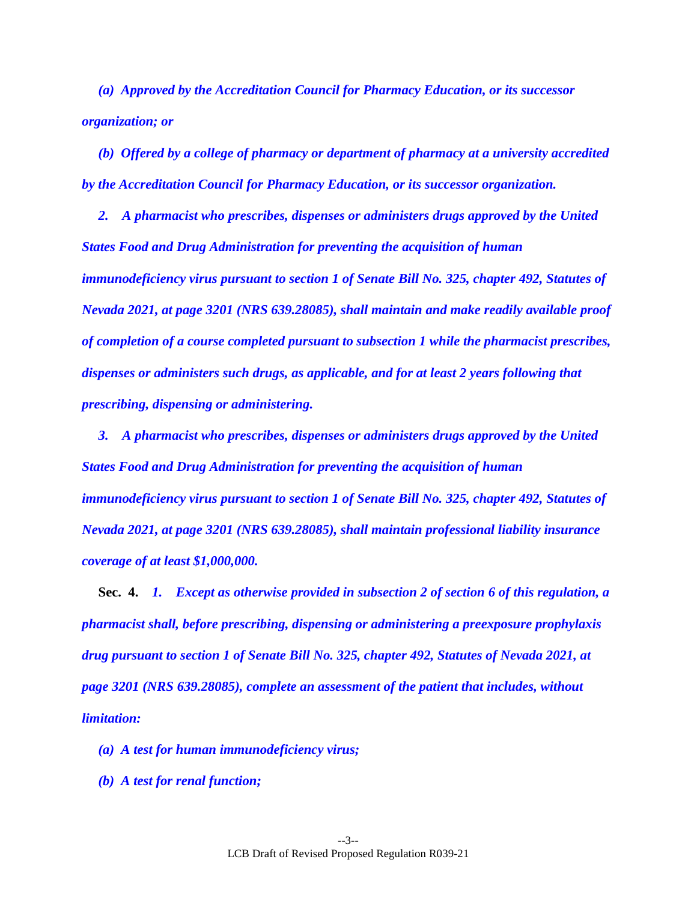*(a) Approved by the Accreditation Council for Pharmacy Education, or its successor organization; or*

*(b) Offered by a college of pharmacy or department of pharmacy at a university accredited by the Accreditation Council for Pharmacy Education, or its successor organization.*

*2. A pharmacist who prescribes, dispenses or administers drugs approved by the United States Food and Drug Administration for preventing the acquisition of human immunodeficiency virus pursuant to section 1 of Senate Bill No. 325, chapter 492, Statutes of Nevada 2021, at page 3201 (NRS 639.28085), shall maintain and make readily available proof of completion of a course completed pursuant to subsection 1 while the pharmacist prescribes, dispenses or administers such drugs, as applicable, and for at least 2 years following that prescribing, dispensing or administering.*

*3. A pharmacist who prescribes, dispenses or administers drugs approved by the United States Food and Drug Administration for preventing the acquisition of human immunodeficiency virus pursuant to section 1 of Senate Bill No. 325, chapter 492, Statutes of Nevada 2021, at page 3201 (NRS 639.28085), shall maintain professional liability insurance coverage of at least $1,000,000.*

**Sec. 4.** *1. Except as otherwise provided in subsection 2 of section 6 of this regulation, a pharmacist shall, before prescribing, dispensing or administering a preexposure prophylaxis drug pursuant to section 1 of Senate Bill No. 325, chapter 492, Statutes of Nevada 2021, at page 3201 (NRS 639.28085), complete an assessment of the patient that includes, without limitation:*

*(a) A test for human immunodeficiency virus;*

*(b) A test for renal function;*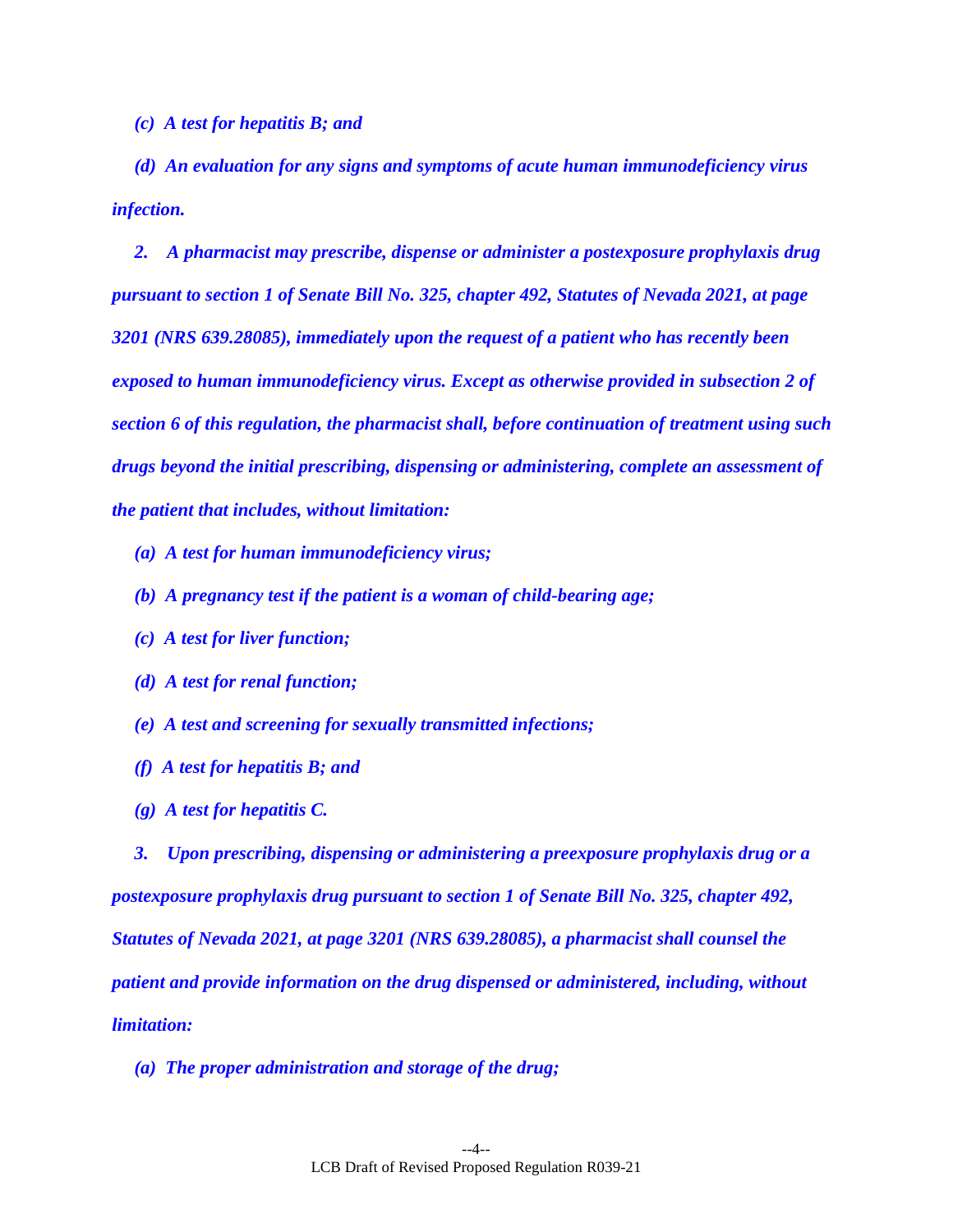*(c) A test for hepatitis B; and*

*(d) An evaluation for any signs and symptoms of acute human immunodeficiency virus infection.*

*2. A pharmacist may prescribe, dispense or administer a postexposure prophylaxis drug pursuant to section 1 of Senate Bill No. 325, chapter 492, Statutes of Nevada 2021, at page 3201 (NRS 639.28085), immediately upon the request of a patient who has recently been exposed to human immunodeficiency virus. Except as otherwise provided in subsection 2 of section 6 of this regulation, the pharmacist shall, before continuation of treatment using such drugs beyond the initial prescribing, dispensing or administering, complete an assessment of the patient that includes, without limitation:*

*(a) A test for human immunodeficiency virus;*

*(b) A pregnancy test if the patient is a woman of child-bearing age;*

*(c) A test for liver function;*

*(d) A test for renal function;*

*(e) A test and screening for sexually transmitted infections;*

*(f) A test for hepatitis B; and*

*(g) A test for hepatitis C.*

*3. Upon prescribing, dispensing or administering a preexposure prophylaxis drug or a postexposure prophylaxis drug pursuant to section 1 of Senate Bill No. 325, chapter 492, Statutes of Nevada 2021, at page 3201 (NRS 639.28085), a pharmacist shall counsel the patient and provide information on the drug dispensed or administered, including, without limitation:*

*(a) The proper administration and storage of the drug;*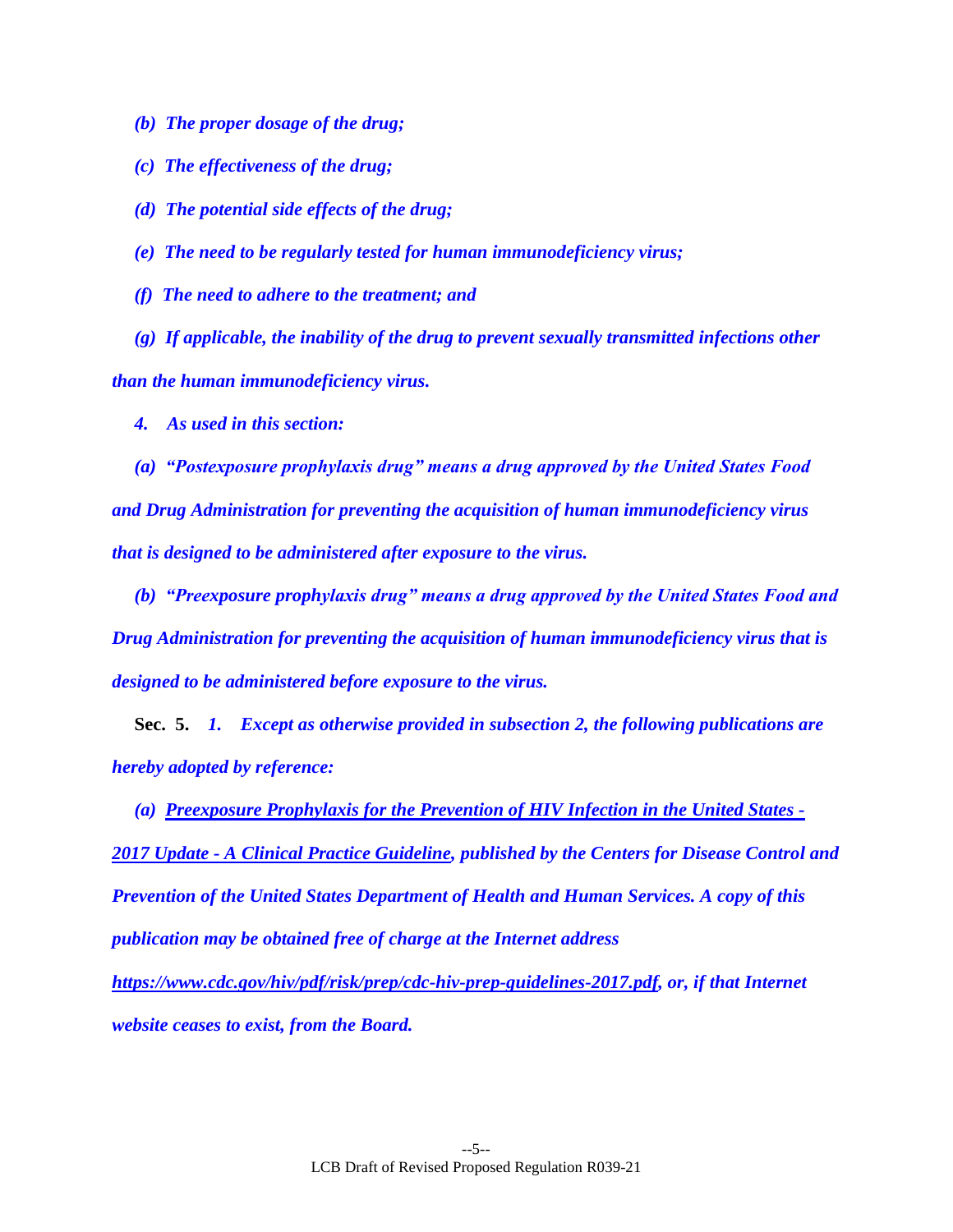*(b) The proper dosage of the drug;*

*(c) The effectiveness of the drug;*

*(d) The potential side effects of the drug;*

*(e) The need to be regularly tested for human immunodeficiency virus;*

*(f) The need to adhere to the treatment; and*

*(g) If applicable, the inability of the drug to prevent sexually transmitted infections other than the human immunodeficiency virus.*

*4. As used in this section:*

*(a) "Postexposure prophylaxis drug" means a drug approved by the United States Food and Drug Administration for preventing the acquisition of human immunodeficiency virus that is designed to be administered after exposure to the virus.*

*(b) "Preexposure prophylaxis drug" means a drug approved by the United States Food and Drug Administration for preventing the acquisition of human immunodeficiency virus that is designed to be administered before exposure to the virus.*

**Sec. 5.** *1. Except as otherwise provided in subsection 2, the following publications are hereby adopted by reference:*

*(a) Preexposure Prophylaxis for the Prevention of HIV Infection in the United States - 2017 Update - A Clinical Practice Guideline, published by the Centers for Disease Control and Prevention of the United States Department of Health and Human Services. A copy of this publication may be obtained free of charge at the Internet address https://www.cdc.gov/hiv/pdf/risk/prep/cdc-hiv-prep-guidelines-2017.pdf, or, if that Internet website ceases to exist, from the Board.*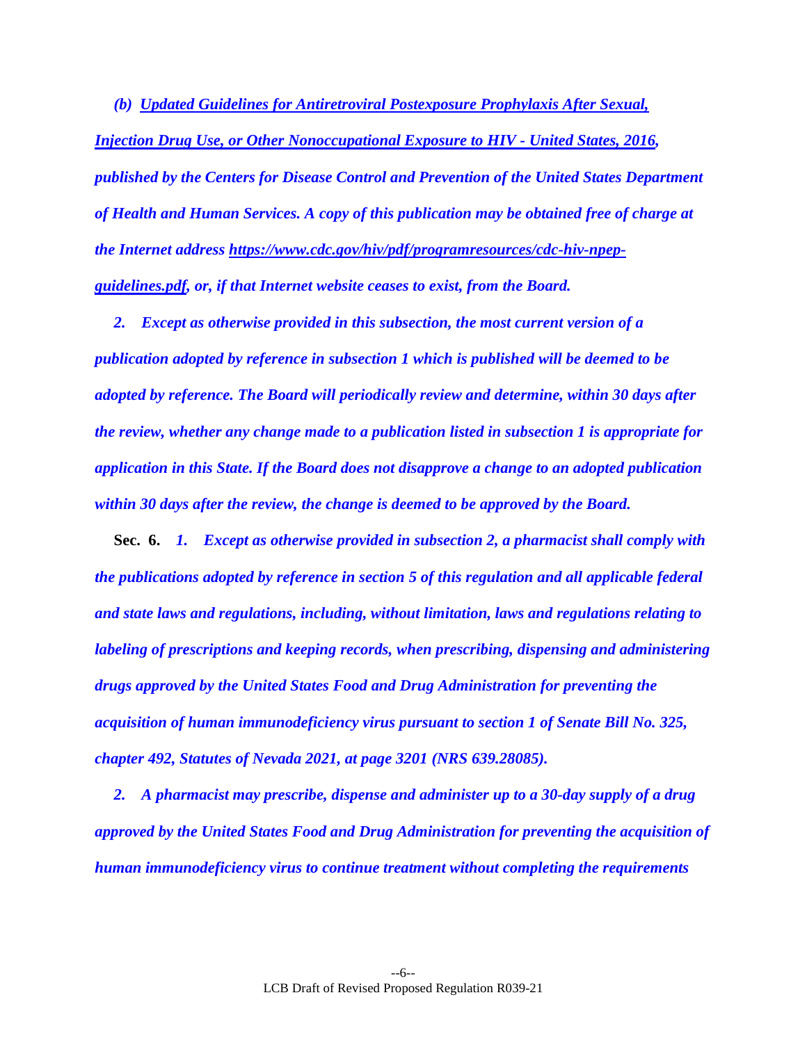*(b) Updated Guidelines for Antiretroviral Postexposure Prophylaxis After Sexual, Injection Drug Use, or Other Nonoccupational Exposure to HIV - United States, 2016, published by the Centers for Disease Control and Prevention of the United States Department of Health and Human Services. A copy of this publication may be obtained free of charge at the Internet address https://www.cdc.gov/hiv/pdf/programresources/cdc-hiv-npep-guidelines.pdf, or, if that Internet website ceases to exist, from the Board.*

*2. Except as otherwise provided in this subsection, the most current version of a publication adopted by reference in subsection 1 which is published will be deemed to be adopted by reference. The Board will periodically review and determine, within 30 days after the review, whether any change made to a publication listed in subsection 1 is appropriate for application in this State. If the Board does not disapprove a change to an adopted publication within 30 days after the review, the change is deemed to be approved by the Board.*

**Sec. 6.** *1. Except as otherwise provided in subsection 2, a pharmacist shall comply with the publications adopted by reference in section 5 of this regulation and all applicable federal and state laws and regulations, including, without limitation, laws and regulations relating to labeling of prescriptions and keeping records, when prescribing, dispensing and administering drugs approved by the United States Food and Drug Administration for preventing the acquisition of human immunodeficiency virus pursuant to section 1 of Senate Bill No. 325, chapter 492, Statutes of Nevada 2021, at page 3201 (NRS 639.28085).*

*2. A pharmacist may prescribe, dispense and administer up to a 30-day supply of a drug approved by the United States Food and Drug Administration for preventing the acquisition of human immunodeficiency virus to continue treatment without completing the requirements*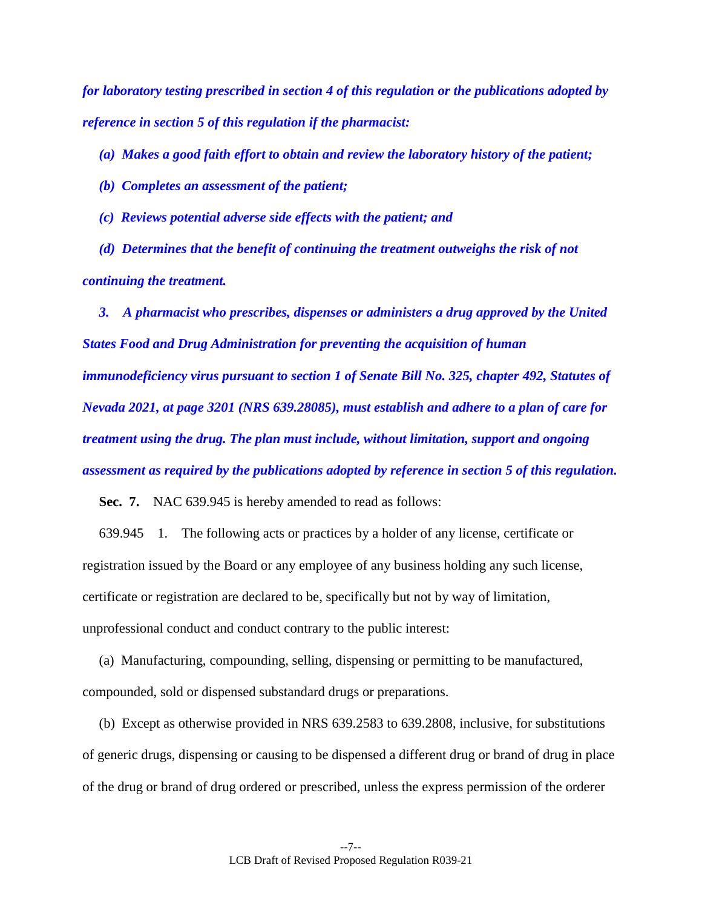***for laboratory testing prescribed in section 4 of this regulation or the publications adopted by reference in section 5 of this regulation if the pharmacist:***

***(a) Makes a good faith effort to obtain and review the laboratory history of the patient;***

***(b) Completes an assessment of the patient;***

***(c) Reviews potential adverse side effects with the patient; and***

***(d) Determines that the benefit of continuing the treatment outweighs the risk of not continuing the treatment.***

***3. A pharmacist who prescribes, dispenses or administers a drug approved by the United States Food and Drug Administration for preventing the acquisition of human immunodeficiency virus pursuant to section 1 of Senate Bill No. 325, chapter 492, Statutes of Nevada 2021, at page 3201 (NRS 639.28085), must establish and adhere to a plan of care for treatment using the drug. The plan must include, without limitation, support and ongoing assessment as required by the publications adopted by reference in section 5 of this regulation.***

**Sec. 7.** NAC 639.945 is hereby amended to read as follows:

639.945 1. The following acts or practices by a holder of any license, certificate or registration issued by the Board or any employee of any business holding any such license, certificate or registration are declared to be, specifically but not by way of limitation, unprofessional conduct and conduct contrary to the public interest:

(a) Manufacturing, compounding, selling, dispensing or permitting to be manufactured, compounded, sold or dispensed substandard drugs or preparations.

(b) Except as otherwise provided in NRS 639.2583 to 639.2808, inclusive, for substitutions of generic drugs, dispensing or causing to be dispensed a different drug or brand of drug in place of the drug or brand of drug ordered or prescribed, unless the express permission of the orderer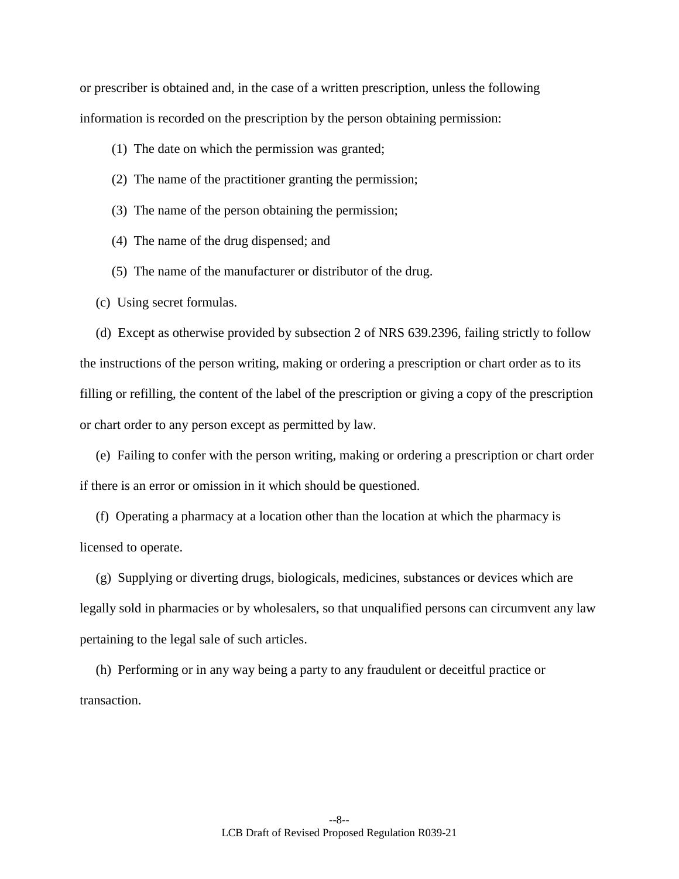or prescriber is obtained and, in the case of a written prescription, unless the following information is recorded on the prescription by the person obtaining permission:

(1) The date on which the permission was granted;

(2) The name of the practitioner granting the permission;

(3) The name of the person obtaining the permission;

(4) The name of the drug dispensed; and

(5) The name of the manufacturer or distributor of the drug.

(c) Using secret formulas.

(d) Except as otherwise provided by subsection 2 of NRS 639.2396, failing strictly to follow the instructions of the person writing, making or ordering a prescription or chart order as to its filling or refilling, the content of the label of the prescription or giving a copy of the prescription or chart order to any person except as permitted by law.

(e) Failing to confer with the person writing, making or ordering a prescription or chart order if there is an error or omission in it which should be questioned.

(f) Operating a pharmacy at a location other than the location at which the pharmacy is licensed to operate.

(g) Supplying or diverting drugs, biologicals, medicines, substances or devices which are legally sold in pharmacies or by wholesalers, so that unqualified persons can circumvent any law pertaining to the legal sale of such articles.

(h) Performing or in any way being a party to any fraudulent or deceitful practice or transaction.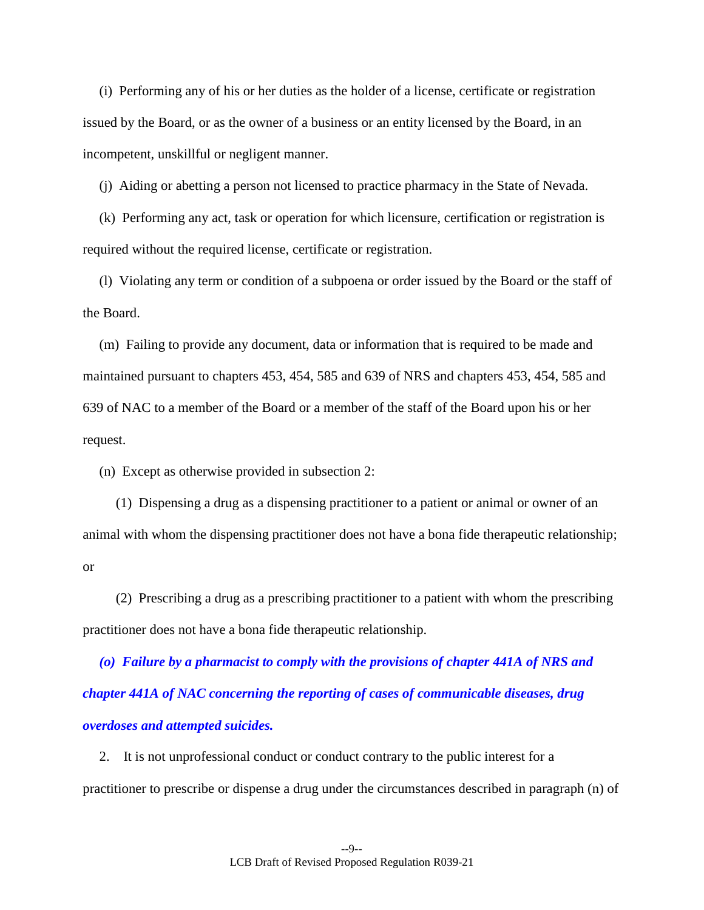(i) Performing any of his or her duties as the holder of a license, certificate or registration issued by the Board, or as the owner of a business or an entity licensed by the Board, in an incompetent, unskillful or negligent manner.

(j) Aiding or abetting a person not licensed to practice pharmacy in the State of Nevada.

(k) Performing any act, task or operation for which licensure, certification or registration is required without the required license, certificate or registration.

(l) Violating any term or condition of a subpoena or order issued by the Board or the staff of the Board.

(m) Failing to provide any document, data or information that is required to be made and maintained pursuant to chapters 453, 454, 585 and 639 of NRS and chapters 453, 454, 585 and 639 of NAC to a member of the Board or a member of the staff of the Board upon his or her request.

(n) Except as otherwise provided in subsection 2:

(1) Dispensing a drug as a dispensing practitioner to a patient or animal or owner of an animal with whom the dispensing practitioner does not have a bona fide therapeutic relationship; or

(2) Prescribing a drug as a prescribing practitioner to a patient with whom the prescribing practitioner does not have a bona fide therapeutic relationship.

***(o) Failure by a pharmacist to comply with the provisions of chapter 441A of NRS and chapter 441A of NAC concerning the reporting of cases of communicable diseases, drug overdoses and attempted suicides.***

2. It is not unprofessional conduct or conduct contrary to the public interest for a practitioner to prescribe or dispense a drug under the circumstances described in paragraph (n) of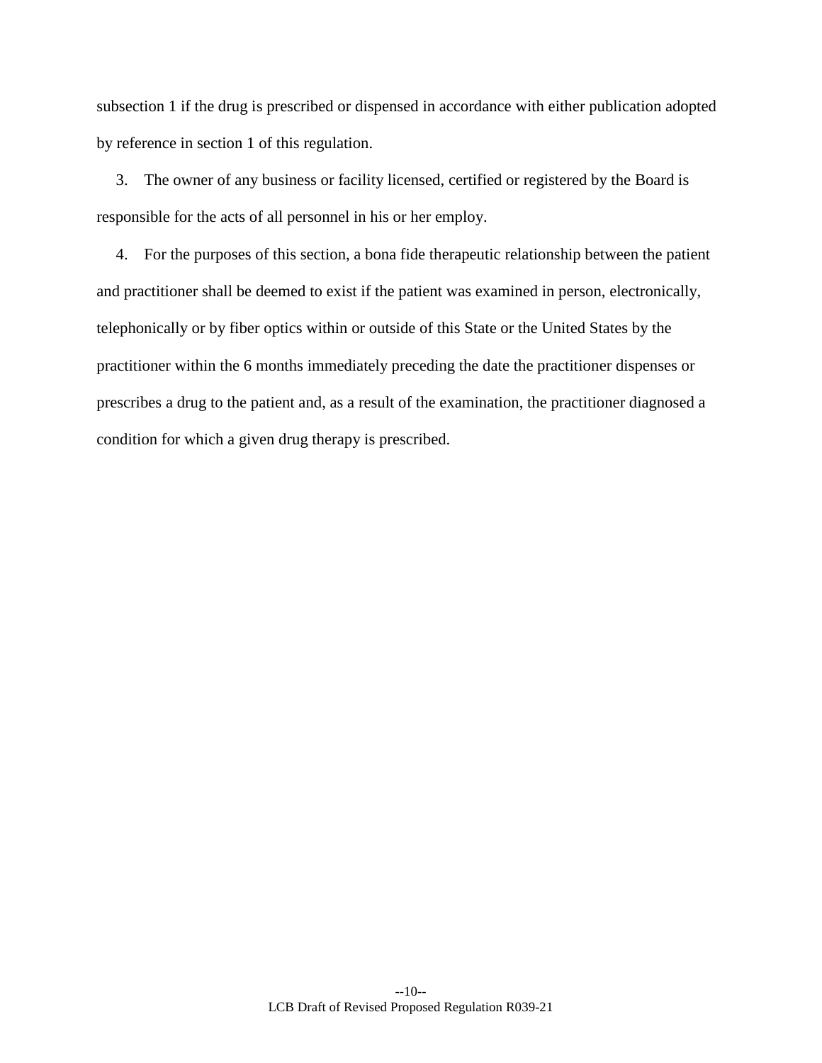subsection 1 if the drug is prescribed or dispensed in accordance with either publication adopted by reference in section 1 of this regulation.

3. The owner of any business or facility licensed, certified or registered by the Board is responsible for the acts of all personnel in his or her employ.

4. For the purposes of this section, a bona fide therapeutic relationship between the patient and practitioner shall be deemed to exist if the patient was examined in person, electronically, telephonically or by fiber optics within or outside of this State or the United States by the practitioner within the 6 months immediately preceding the date the practitioner dispenses or prescribes a drug to the patient and, as a result of the examination, the practitioner diagnosed a condition for which a given drug therapy is prescribed.